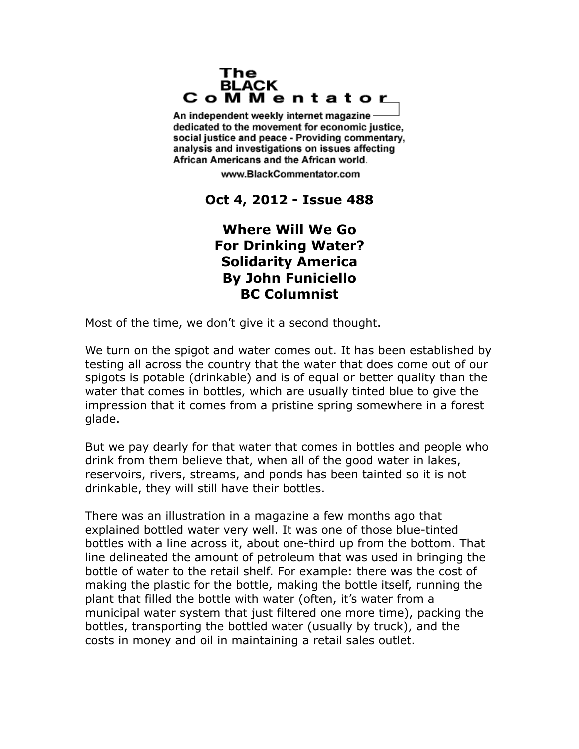**The BLACK CoMMentator**

An independent weekly internet magazine dedicated to the movement for economic justice, social justice and peace - Providing commentary, analysis and investigations on issues affecting African Americans and the African world.

www.BlackCommentator.com

**Oct 4, 2012 - Issue 488**

# Where Will We Go For Drinking Water? Solidarity America By John Funiciello BC Columnist

Most of the time, we don't give it a second thought.

We turn on the spigot and water comes out. It has been established by testing all across the country that the water that does come out of our spigots is potable (drinkable) and is of equal or better quality than the water that comes in bottles, which are usually tinted blue to give the impression that it comes from a pristine spring somewhere in a forest glade.

But we pay dearly for that water that comes in bottles and people who drink from them believe that, when all of the good water in lakes, reservoirs, rivers, streams, and ponds has been tainted so it is not drinkable, they will still have their bottles.

There was an illustration in a magazine a few months ago that explained bottled water very well. It was one of those blue-tinted bottles with a line across it, about one-third up from the bottom. That line delineated the amount of petroleum that was used in bringing the bottle of water to the retail shelf. For example: there was the cost of making the plastic for the bottle, making the bottle itself, running the plant that filled the bottle with water (often, it's water from a municipal water system that just filtered one more time), packing the bottles, transporting the bottled water (usually by truck), and the costs in money and oil in maintaining a retail sales outlet.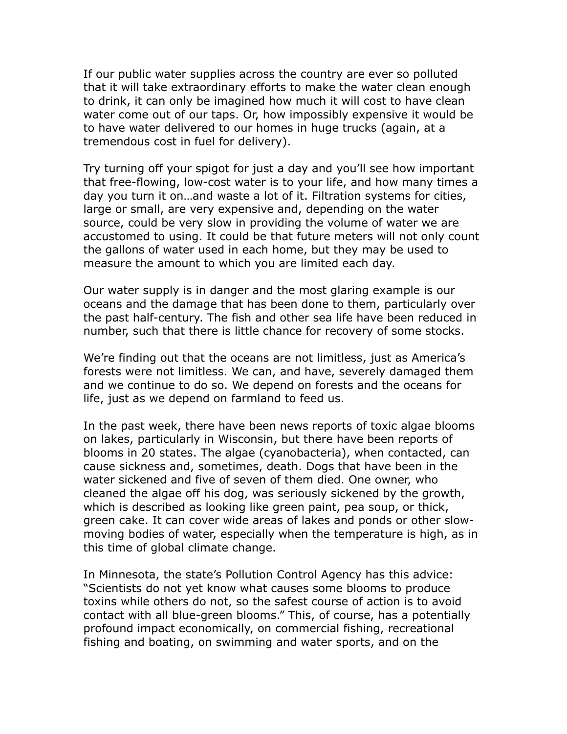If our public water supplies across the country are ever so polluted that it will take extraordinary efforts to make the water clean enough to drink, it can only be imagined how much it will cost to have clean water come out of our taps. Or, how impossibly expensive it would be to have water delivered to our homes in huge trucks (again, at a tremendous cost in fuel for delivery).

Try turning off your spigot for just a day and you'll see how important that free-flowing, low-cost water is to your life, and how many times a day you turn it on…and waste a lot of it. Filtration systems for cities, large or small, are very expensive and, depending on the water source, could be very slow in providing the volume of water we are accustomed to using. It could be that future meters will not only count the gallons of water used in each home, but they may be used to measure the amount to which you are limited each day.

Our water supply is in danger and the most glaring example is our oceans and the damage that has been done to them, particularly over the past half-century. The fish and other sea life have been reduced in number, such that there is little chance for recovery of some stocks.

We're finding out that the oceans are not limitless, just as America's forests were not limitless. We can, and have, severely damaged them and we continue to do so. We depend on forests and the oceans for life, just as we depend on farmland to feed us.

In the past week, there have been news reports of toxic algae blooms on lakes, particularly in Wisconsin, but there have been reports of blooms in 20 states. The algae (cyanobacteria), when contacted, can cause sickness and, sometimes, death. Dogs that have been in the water sickened and five of seven of them died. One owner, who cleaned the algae off his dog, was seriously sickened by the growth, which is described as looking like green paint, pea soup, or thick, green cake. It can cover wide areas of lakes and ponds or other slow-moving bodies of water, especially when the temperature is high, as in this time of global climate change.

In Minnesota, the state's Pollution Control Agency has this advice: "Scientists do not yet know what causes some blooms to produce toxins while others do not, so the safest course of action is to avoid contact with all blue-green blooms." This, of course, has a potentially profound impact economically, on commercial fishing, recreational fishing and boating, on swimming and water sports, and on the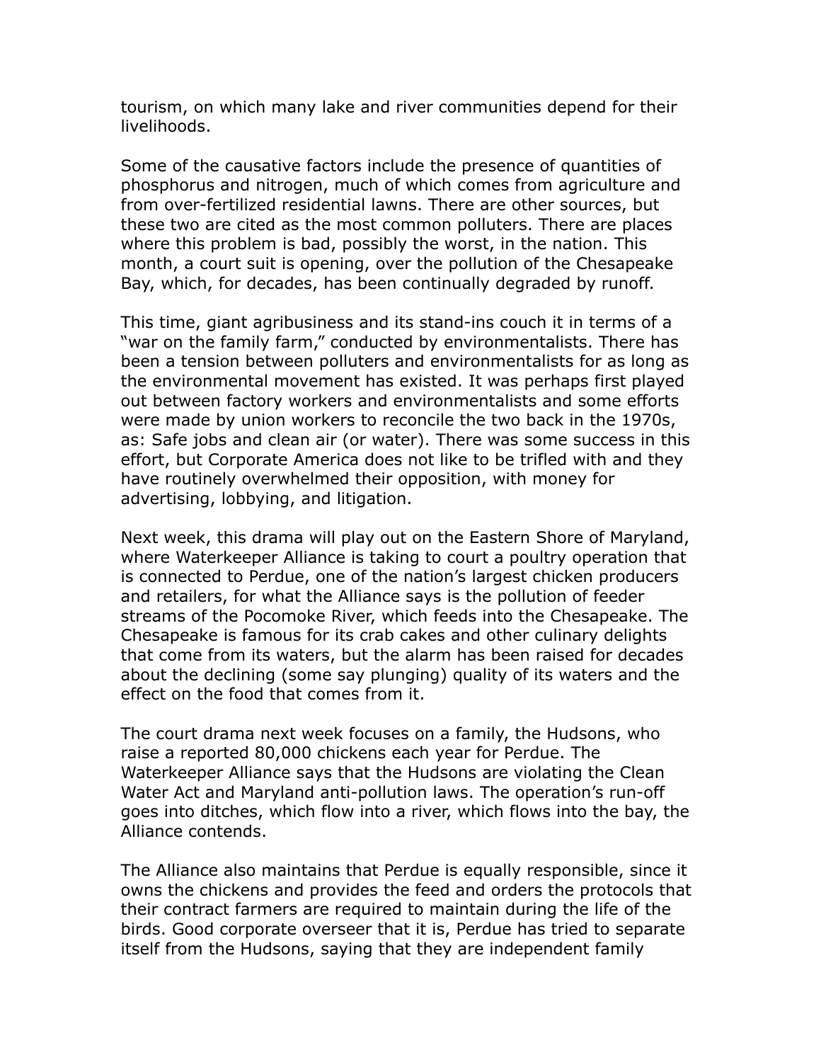tourism, on which many lake and river communities depend for their livelihoods.

Some of the causative factors include the presence of quantities of phosphorus and nitrogen, much of which comes from agriculture and from over-fertilized residential lawns. There are other sources, but these two are cited as the most common polluters. There are places where this problem is bad, possibly the worst, in the nation. This month, a court suit is opening, over the pollution of the Chesapeake Bay, which, for decades, has been continually degraded by runoff.

This time, giant agribusiness and its stand-ins couch it in terms of a "war on the family farm," conducted by environmentalists. There has been a tension between polluters and environmentalists for as long as the environmental movement has existed. It was perhaps first played out between factory workers and environmentalists and some efforts were made by union workers to reconcile the two back in the 1970s, as: Safe jobs and clean air (or water). There was some success in this effort, but Corporate America does not like to be trifled with and they have routinely overwhelmed their opposition, with money for advertising, lobbying, and litigation.

Next week, this drama will play out on the Eastern Shore of Maryland, where Waterkeeper Alliance is taking to court a poultry operation that is connected to Perdue, one of the nation's largest chicken producers and retailers, for what the Alliance says is the pollution of feeder streams of the Pocomoke River, which feeds into the Chesapeake. The Chesapeake is famous for its crab cakes and other culinary delights that come from its waters, but the alarm has been raised for decades about the declining (some say plunging) quality of its waters and the effect on the food that comes from it.

The court drama next week focuses on a family, the Hudsons, who raise a reported 80,000 chickens each year for Perdue. The Waterkeeper Alliance says that the Hudsons are violating the Clean Water Act and Maryland anti-pollution laws. The operation's run-off goes into ditches, which flow into a river, which flows into the bay, the Alliance contends.

The Alliance also maintains that Perdue is equally responsible, since it owns the chickens and provides the feed and orders the protocols that their contract farmers are required to maintain during the life of the birds. Good corporate overseer that it is, Perdue has tried to separate itself from the Hudsons, saying that they are independent family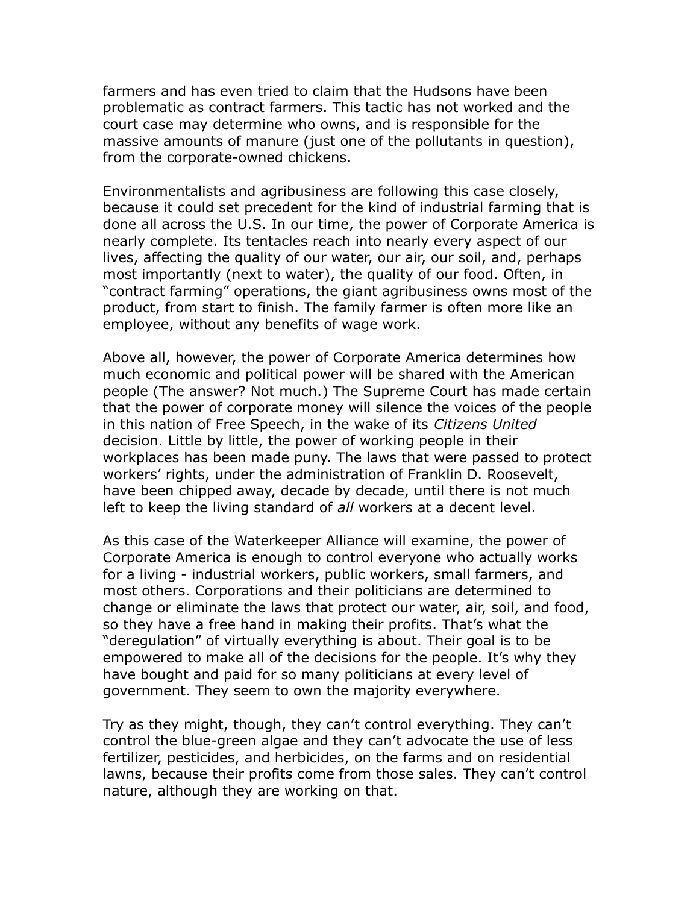farmers and has even tried to claim that the Hudsons have been problematic as contract farmers. This tactic has not worked and the court case may determine who owns, and is responsible for the massive amounts of manure (just one of the pollutants in question), from the corporate-owned chickens.

Environmentalists and agribusiness are following this case closely, because it could set precedent for the kind of industrial farming that is done all across the U.S. In our time, the power of Corporate America is nearly complete. Its tentacles reach into nearly every aspect of our lives, affecting the quality of our water, our air, our soil, and, perhaps most importantly (next to water), the quality of our food. Often, in "contract farming" operations, the giant agribusiness owns most of the product, from start to finish. The family farmer is often more like an employee, without any benefits of wage work.

Above all, however, the power of Corporate America determines how much economic and political power will be shared with the American people (The answer? Not much.) The Supreme Court has made certain that the power of corporate money will silence the voices of the people in this nation of Free Speech, in the wake of its *Citizens United* decision. Little by little, the power of working people in their workplaces has been made puny. The laws that were passed to protect workers' rights, under the administration of Franklin D. Roosevelt, have been chipped away, decade by decade, until there is not much left to keep the living standard of *all* workers at a decent level.

As this case of the Waterkeeper Alliance will examine, the power of Corporate America is enough to control everyone who actually works for a living - industrial workers, public workers, small farmers, and most others. Corporations and their politicians are determined to change or eliminate the laws that protect our water, air, soil, and food, so they have a free hand in making their profits. That's what the "deregulation" of virtually everything is about. Their goal is to be empowered to make all of the decisions for the people. It's why they have bought and paid for so many politicians at every level of government. They seem to own the majority everywhere.

Try as they might, though, they can't control everything. They can't control the blue-green algae and they can't advocate the use of less fertilizer, pesticides, and herbicides, on the farms and on residential lawns, because their profits come from those sales. They can't control nature, although they are working on that.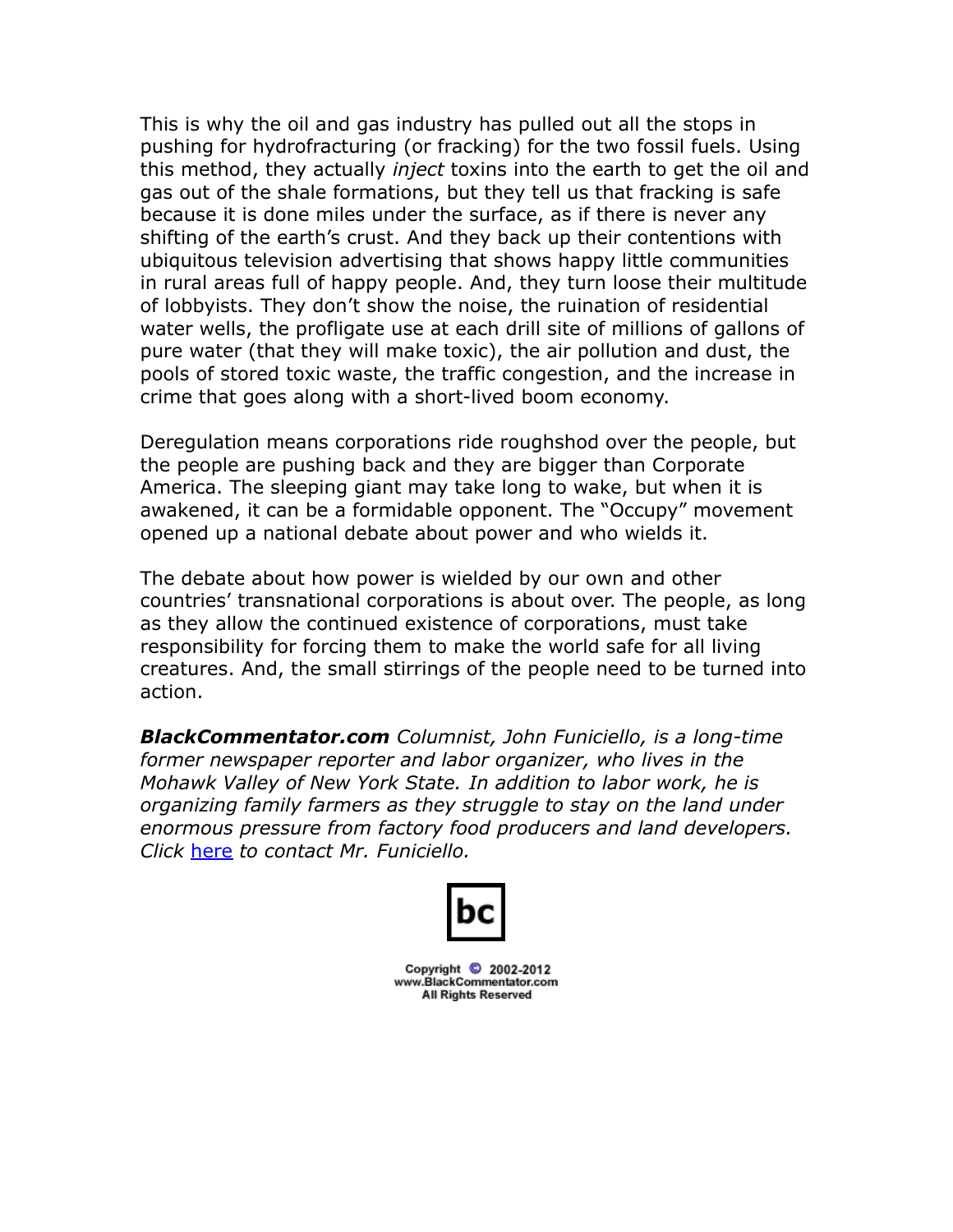This is why the oil and gas industry has pulled out all the stops in pushing for hydrofracturing (or fracking) for the two fossil fuels. Using this method, they actually *inject* toxins into the earth to get the oil and gas out of the shale formations, but they tell us that fracking is safe because it is done miles under the surface, as if there is never any shifting of the earth's crust. And they back up their contentions with ubiquitous television advertising that shows happy little communities in rural areas full of happy people. And, they turn loose their multitude of lobbyists. They don't show the noise, the ruination of residential water wells, the profligate use at each drill site of millions of gallons of pure water (that they will make toxic), the air pollution and dust, the pools of stored toxic waste, the traffic congestion, and the increase in crime that goes along with a short-lived boom economy.

Deregulation means corporations ride roughshod over the people, but the people are pushing back and they are bigger than Corporate America. The sleeping giant may take long to wake, but when it is awakened, it can be a formidable opponent. The "Occupy" movement opened up a national debate about power and who wields it.

The debate about how power is wielded by our own and other countries' transnational corporations is about over. The people, as long as they allow the continued existence of corporations, must take responsibility for forcing them to make the world safe for all living creatures. And, the small stirrings of the people need to be turned into action.

***BlackCommentator.com*** *Columnist, John Funiciello, is a long-time former newspaper reporter and labor organizer, who lives in the Mohawk Valley of New York State. In addition to labor work, he is organizing family farmers as they struggle to stay on the land under enormous pressure from factory food producers and land developers. Click* here *to contact Mr. Funiciello.*

bc

Copyright © 2002-2012
www.BlackCommentator.com
All Rights Reserved